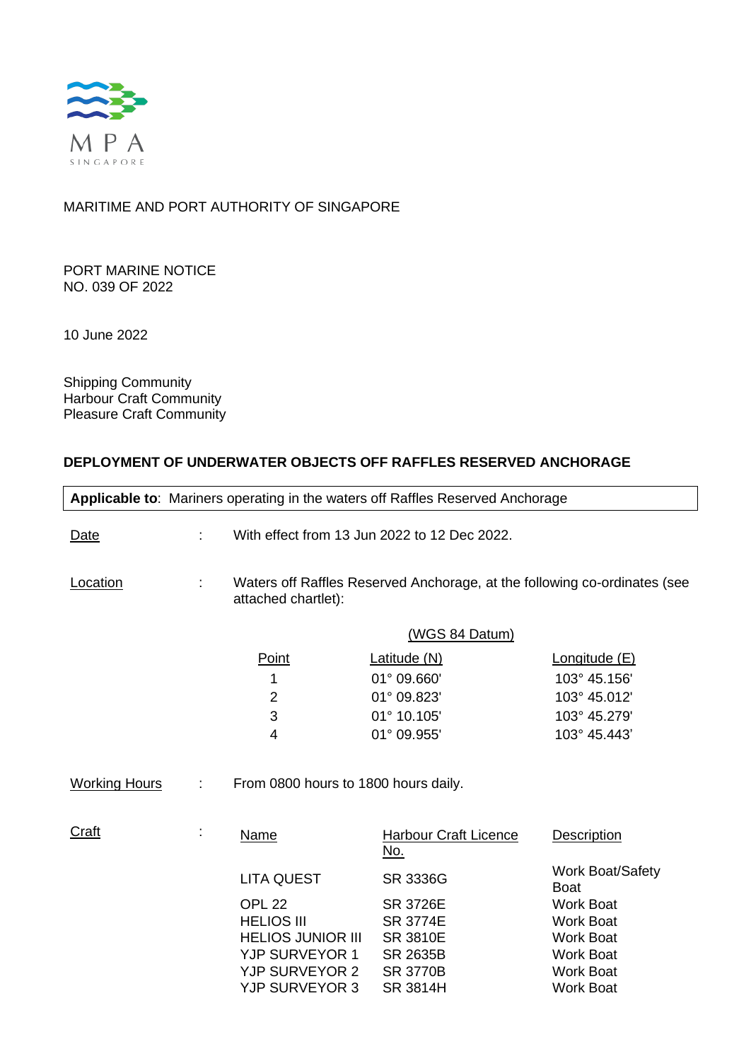MARITIME AND PORT AUTHORITY OF SINGAPORE

PORT MARINE NOTICE
NO. 039 OF 2022

10 June 2022

Shipping Community
Harbour Craft Community
Pleasure Craft Community

## DEPLOYMENT OF UNDERWATER OBJECTS OFF RAFFLES RESERVED ANCHORAGE

**Applicable to**: Mariners operating in the waters off Raffles Reserved Anchorage

Date : With effect from 13 Jun 2022 to 12 Dec 2022.

Location : Waters off Raffles Reserved Anchorage, at the following co-ordinates (see attached chartlet):

(WGS 84 Datum)

| Point | Latitude (N) | Longitude (E) |
|---|---|---|
| 1 | 01° 09.660' | 103° 45.156' |
| 2 | 01° 09.823' | 103° 45.012' |
| 3 | 01° 10.105' | 103° 45.279' |
| 4 | 01° 09.955' | 103° 45.443' |

Working Hours : From 0800 hours to 1800 hours daily.

Craft :

| Name | Harbour Craft Licence No. | Description |
|---|---|---|
| LITA QUEST | SR 3336G | Work Boat/Safety Boat |
| OPL 22 | SR 3726E | Work Boat |
| HELIOS III | SR 3774E | Work Boat |
| HELIOS JUNIOR III | SR 3810E | Work Boat |
| YJP SURVEYOR 1 | SR 2635B | Work Boat |
| YJP SURVEYOR 2 | SR 3770B | Work Boat |
| YJP SURVEYOR 3 | SR 3814H | Work Boat |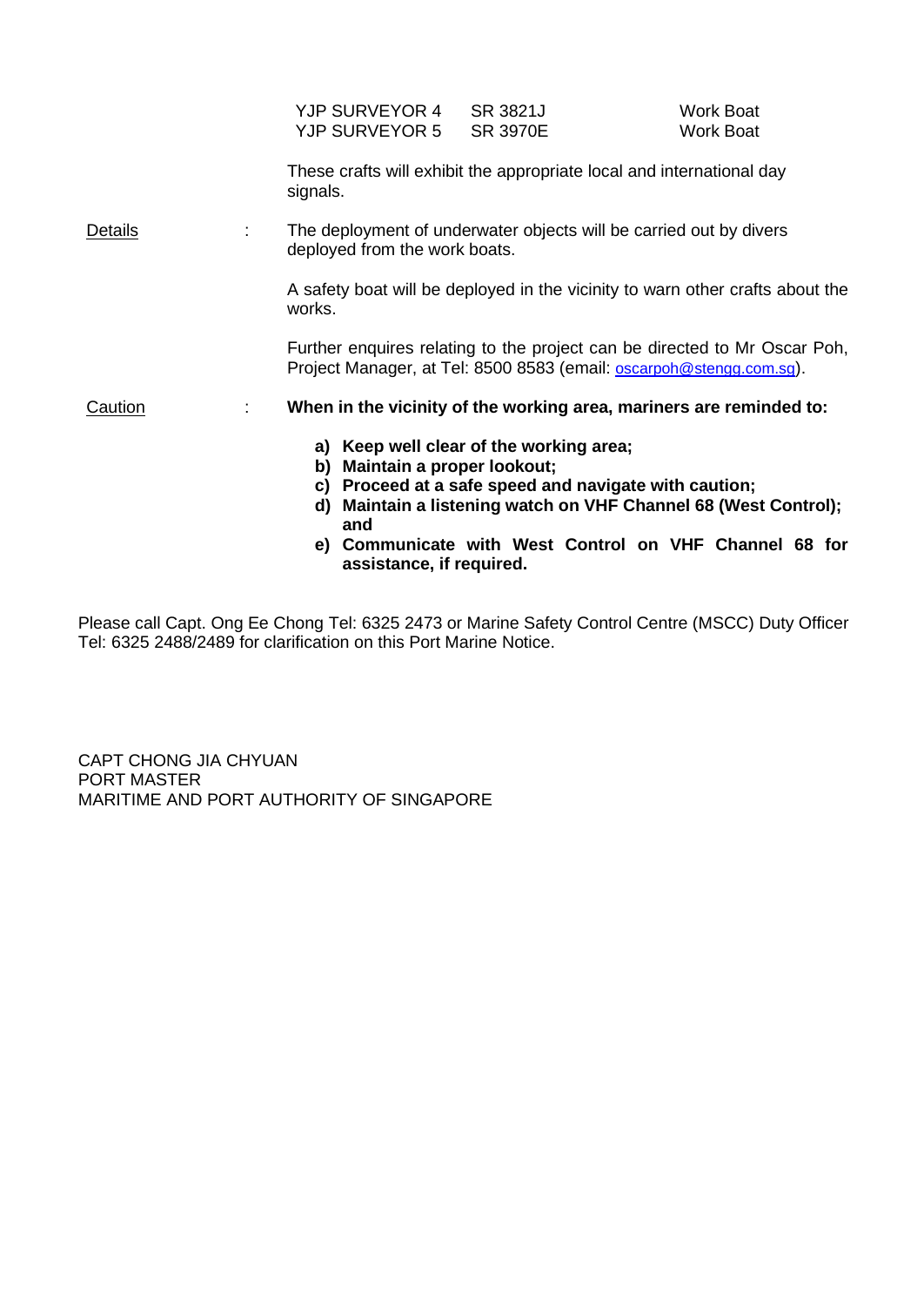| | | |
|---|---|---|
| YJP SURVEYOR 4 | SR 3821J | Work Boat |
| YJP SURVEYOR 5 | SR 3970E | Work Boat |

These crafts will exhibit the appropriate local and international day signals.

<u>Details</u> : The deployment of underwater objects will be carried out by divers deployed from the work boats.

A safety boat will be deployed in the vicinity to warn other crafts about the works.

Further enquires relating to the project can be directed to Mr Oscar Poh, Project Manager, at Tel: 8500 8583 (email: oscarpoh@stengg.com.sg).

<u>Caution</u> : **When in the vicinity of the working area, mariners are reminded to:**

**a) Keep well clear of the working area;**
**b) Maintain a proper lookout;**
**c) Proceed at a safe speed and navigate with caution;**
**d) Maintain a listening watch on VHF Channel 68 (West Control); and**
**e) Communicate with West Control on VHF Channel 68 for assistance, if required.**

Please call Capt. Ong Ee Chong Tel: 6325 2473 or Marine Safety Control Centre (MSCC) Duty Officer Tel: 6325 2488/2489 for clarification on this Port Marine Notice.

CAPT CHONG JIA CHYUAN
PORT MASTER
MARITIME AND PORT AUTHORITY OF SINGAPORE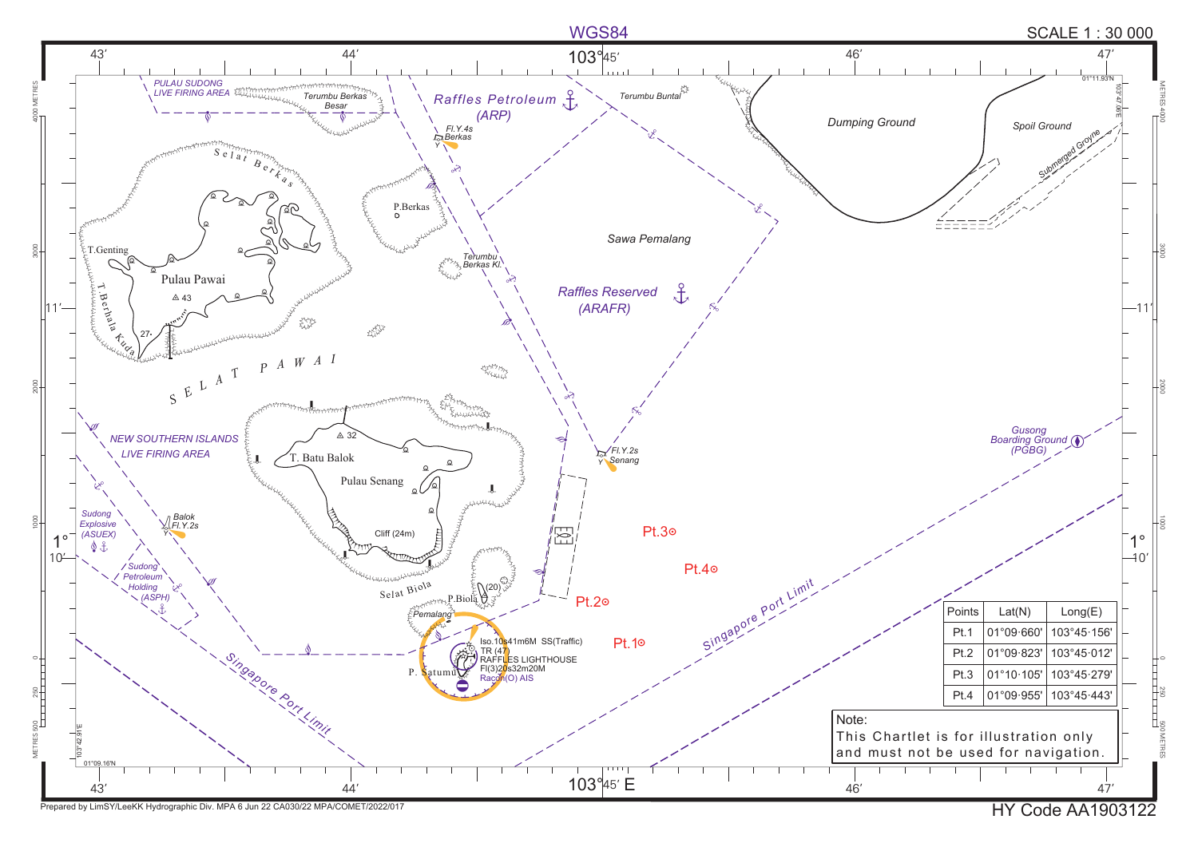WGS84

SCALE 1 : 30 000

| Points | Lat(N) | Long(E) |
| --- | --- | --- |
| Pt.1 | 01°09·660' | 103°45·156' |
| Pt.2 | 01°09·823' | 103°45·012' |
| Pt.3 | 01°10·105' | 103°45·279' |
| Pt.4 | 01°09·955' | 103°45·443' |

Note:
This Chartlet is for illustration only and must not be used for navigation.

Raffles Petroleum (ARP)

Raffles Reserved (ARAFR)

Sawa Pemalang

Dumping Ground

Spoil Ground

Submerged Groyne

Terumbu Buntal

PULAU SUDONG LIVE FIRING AREA

Terumbu Berkas Besar

Fl.Y.4s Berkas

P.Berkas

Selat Berkas

T.Genting

Pulau Pawai

T.Berhala Kuda

Terumbu Berkas Kl.

SELAT PAWAI

NEW SOUTHERN ISLANDS LIVE FIRING AREA

T. Batu Balok

Pulau Senang

Fl.Y.2s Senang

Gusong Boarding Ground (PGBG)

Sudong Explosive (ASUEX)

Balok Fl.Y.2s

Cliff (24m)

Sudong Petroleum Holding (ASPH)

Selat Biola

P.Biola

Pemalang

P. Satumu

Iso.10s41m6M SS(Traffic)
TR (47)
RAFFLES LIGHTHOUSE
Fl(3)20s32m20M
Racon(O) AIS

Singapore Port Limit

Pt.1 Pt.2 Pt.3 Pt.4

103°45' E

Prepared by LimSY/LeeKK Hydrographic Div. MPA 6 Jun 22 CA030/22 MPA/COMET/2022/017

HY Code AA1903122